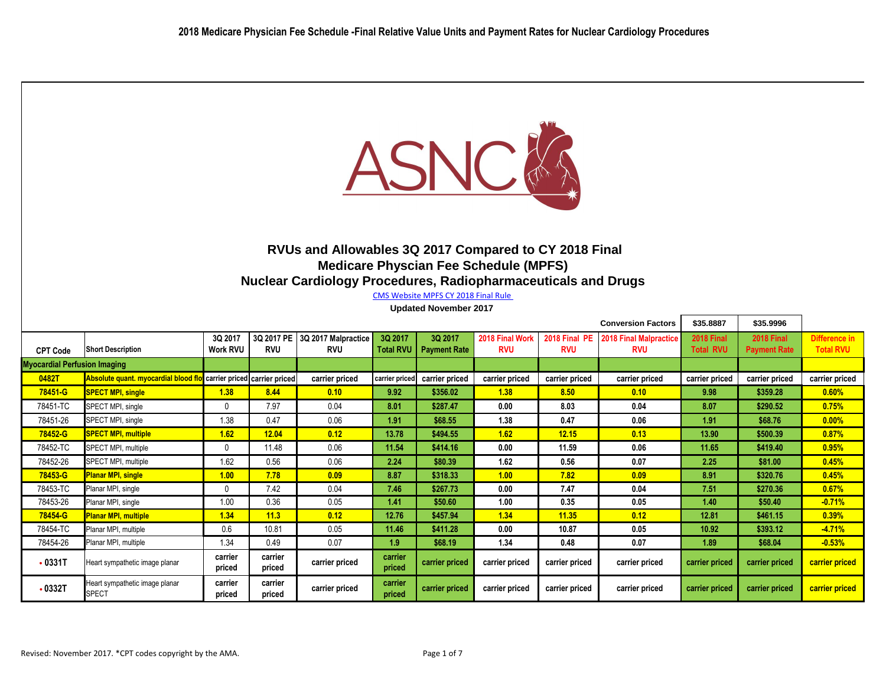# 2018 Medicare Physician Fee Schedule -Final Relative Value Units and Payment Rates for Nuclear Cardiology Procedures

## RVUs and Allowables 3Q 2017 Compared to CY 2018 Final Medicare Physcian Fee Schedule (MPFS) Nuclear Cardiology Procedures, Radiopharmaceuticals and Drugs

CMS Website MPFS CY 2018 Final Rule

**Updated November 2017**

| CPT Code | Short Description | 3Q 2017 Work RVU | 3Q 2017 PE RVU | 3Q 2017 Malpractice RVU | 3Q 2017 Total RVU | 3Q 2017 Payment Rate | 2018 Final Work RVU | 2018 Final PE RVU | 2018 Final Malpractice RVU | 2018 Final Total RVU | 2018 Final Payment Rate | Difference in Total RVU |
|---|---|---|---|---|---|---|---|---|---|---|---|---|
| | | | | | | | | | Conversion Factors | $35.8887 | $35.9996 | |
| **Myocardial Perfusion Imaging** | | | | | | | | | | | | |
| **0482T** | **Absolute quant. myocardial blood flo** | carrier priced | carrier priced | carrier priced | carrier priced | carrier priced | carrier priced | carrier priced | carrier priced | carrier priced | carrier priced | carrier priced |
| **78451-G** | **SPECT MPI, single** | **1.38** | **8.44** | **0.10** | **9.92** | **$356.02** | **1.38** | **8.50** | **0.10** | **9.98** | **$359.28** | **0.60%** |
| 78451-TC | SPECT MPI, single | 0 | 7.97 | 0.04 | 8.01 | $287.47 | 0.00 | 8.03 | 0.04 | 8.07 | $290.52 | 0.75% |
| 78451-26 | SPECT MPI, single | 1.38 | 0.47 | 0.06 | 1.91 | $68.55 | 1.38 | 0.47 | 0.06 | 1.91 | $68.76 | 0.00% |
| **78452-G** | **SPECT MPI, multiple** | **1.62** | **12.04** | **0.12** | **13.78** | **$494.55** | **1.62** | **12.15** | **0.13** | **13.90** | **$500.39** | **0.87%** |
| 78452-TC | SPECT MPI, multiple | 0 | 11.48 | 0.06 | 11.54 | $414.16 | 0.00 | 11.59 | 0.06 | 11.65 | $419.40 | 0.95% |
| 78452-26 | SPECT MPI, multiple | 1.62 | 0.56 | 0.06 | 2.24 | $80.39 | 1.62 | 0.56 | 0.07 | 2.25 | $81.00 | 0.45% |
| **78453-G** | **Planar MPI, single** | **1.00** | **7.78** | **0.09** | **8.87** | **$318.33** | **1.00** | **7.82** | **0.09** | **8.91** | **$320.76** | **0.45%** |
| 78453-TC | Planar MPI, single | 0 | 7.42 | 0.04 | 7.46 | $267.73 | 0.00 | 7.47 | 0.04 | 7.51 | $270.36 | 0.67% |
| 78453-26 | Planar MPI, single | 1.00 | 0.36 | 0.05 | 1.41 | $50.60 | 1.00 | 0.35 | 0.05 | 1.40 | $50.40 | -0.71% |
| **78454-G** | **Planar MPI, multiple** | **1.34** | **11.3** | **0.12** | **12.76** | **$457.94** | **1.34** | **11.35** | **0.12** | **12.81** | **$461.15** | **0.39%** |
| 78454-TC | Planar MPI, multiple | 0.6 | 10.81 | 0.05 | 11.46 | $411.28 | 0.00 | 10.87 | 0.05 | 10.92 | $393.12 | -4.71% |
| 78454-26 | Planar MPI, multiple | 1.34 | 0.49 | 0.07 | 1.9 | $68.19 | 1.34 | 0.48 | 0.07 | 1.89 | $68.04 | -0.53% |
| • 0331T | Heart sympathetic image planar | carrier priced | carrier priced | carrier priced | carrier priced | carrier priced | carrier priced | carrier priced | carrier priced | carrier priced | carrier priced | carrier priced |
| • 0332T | Heart sympathetic image planar SPECT | carrier priced | carrier priced | carrier priced | carrier priced | carrier priced | carrier priced | carrier priced | carrier priced | carrier priced | carrier priced | carrier priced |

Revised: November 2017. *CPT codes copyright by the AMA.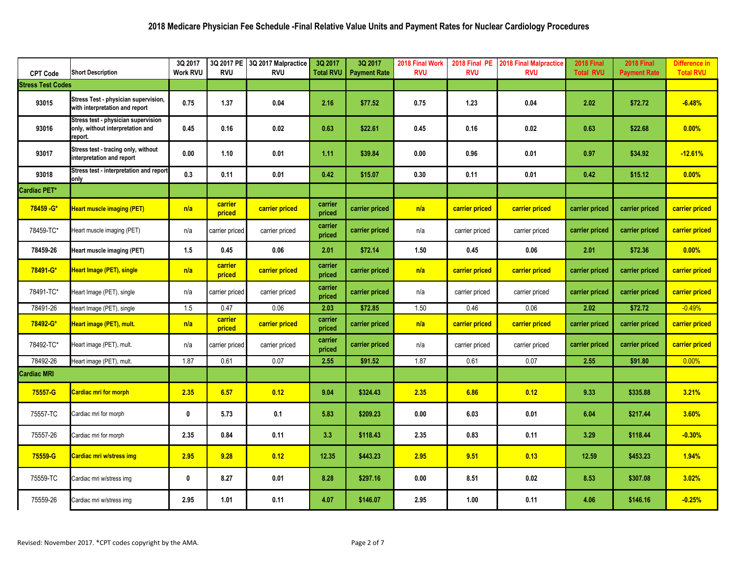## 2018 Medicare Physician Fee Schedule -Final Relative Value Units and Payment Rates for Nuclear Cardiology Procedures

| CPT Code | Short Description | 3Q 2017 Work RVU | 3Q 2017 PE RVU | 3Q 2017 Malpractice RVU | 3Q 2017 Total RVU | 3Q 2017 Payment Rate | 2018 Final Work RVU | 2018 Final PE RVU | 2018 Final Malpractice RVU | 2018 Final Total RVU | 2018 Final Payment Rate | Difference in Total RVU |
|---|---|---|---|---|---|---|---|---|---|---|---|---|
| **Stress Test Codes** | | | | | | | | | | | | |
| 93015 | Stress Test - physician supervision, with interpretation and report | 0.75 | 1.37 | 0.04 | 2.16 | $77.52 | 0.75 | 1.23 | 0.04 | 2.02 | $72.72 | -6.48% |
| 93016 | Stress test - physician supervision only, without interpretation and report. | 0.45 | 0.16 | 0.02 | 0.63 | $22.61 | 0.45 | 0.16 | 0.02 | 0.63 | $22.68 | 0.00% |
| 93017 | Stress test - tracing only, without interpretation and report | 0.00 | 1.10 | 0.01 | 1.11 | $39.84 | 0.00 | 0.96 | 0.01 | 0.97 | $34.92 | -12.61% |
| 93018 | Stress test - interpretation and report only | 0.3 | 0.11 | 0.01 | 0.42 | $15.07 | 0.30 | 0.11 | 0.01 | 0.42 | $15.12 | 0.00% |
| **Cardiac PET*** | | | | | | | | | | | | |
| 78459 -G* | Heart muscle imaging (PET) | n/a | carrier priced | carrier priced | carrier priced | carrier priced | n/a | carrier priced | carrier priced | carrier priced | carrier priced | carrier priced |
| 78459-TC* | Heart muscle imaging (PET) | n/a | carrier priced | carrier priced | carrier priced | carrier priced | n/a | carrier priced | carrier priced | carrier priced | carrier priced | carrier priced |
| 78459-26 | Heart muscle imaging (PET) | 1.5 | 0.45 | 0.06 | 2.01 | $72.14 | 1.50 | 0.45 | 0.06 | 2.01 | $72.36 | 0.00% |
| 78491-G* | Heart Image (PET), single | n/a | carrier priced | carrier priced | carrier priced | carrier priced | n/a | carrier priced | carrier priced | carrier priced | carrier priced | carrier priced |
| 78491-TC* | Heart Image (PET), single | n/a | carrier priced | carrier priced | carrier priced | carrier priced | n/a | carrier priced | carrier priced | carrier priced | carrier priced | carrier priced |
| 78491-26 | Heart Image (PET), single | 1.5 | 0.47 | 0.06 | 2.03 | $72.85 | 1.50 | 0.46 | 0.06 | 2.02 | $72.72 | -0.49% |
| 78492-G* | Heart image (PET), mult. | n/a | carrier priced | carrier priced | carrier priced | carrier priced | n/a | carrier priced | carrier priced | carrier priced | carrier priced | carrier priced |
| 78492-TC* | Heart image (PET), mult. | n/a | carrier priced | carrier priced | carrier priced | carrier priced | n/a | carrier priced | carrier priced | carrier priced | carrier priced | carrier priced |
| 78492-26 | Heart image (PET), mult. | 1.87 | 0.61 | 0.07 | 2.55 | $91.52 | 1.87 | 0.61 | 0.07 | 2.55 | $91.80 | 0.00% |
| **Cardiac MRI** | | | | | | | | | | | | |
| 75557-G | Cardiac mri for morph | 2.35 | 6.57 | 0.12 | 9.04 | $324.43 | 2.35 | 6.86 | 0.12 | 9.33 | $335.88 | 3.21% |
| 75557-TC | Cardiac mri for morph | 0 | 5.73 | 0.1 | 5.83 | $209.23 | 0.00 | 6.03 | 0.01 | 6.04 | $217.44 | 3.60% |
| 75557-26 | Cardiac mri for morph | 2.35 | 0.84 | 0.11 | 3.3 | $118.43 | 2.35 | 0.83 | 0.11 | 3.29 | $118.44 | -0.30% |
| 75559-G | Cardiac mri w/stress img | 2.95 | 9.28 | 0.12 | 12.35 | $443.23 | 2.95 | 9.51 | 0.13 | 12.59 | $453.23 | 1.94% |
| 75559-TC | Cardiac mri w/stress img | 0 | 8.27 | 0.01 | 8.28 | $297.16 | 0.00 | 8.51 | 0.02 | 8.53 | $307.08 | 3.02% |
| 75559-26 | Cardiac mri w/stress img | 2.95 | 1.01 | 0.11 | 4.07 | $146.07 | 2.95 | 1.00 | 0.11 | 4.06 | $146.16 | -0.25% |

Revised: November 2017. *CPT codes copyright by the AMA.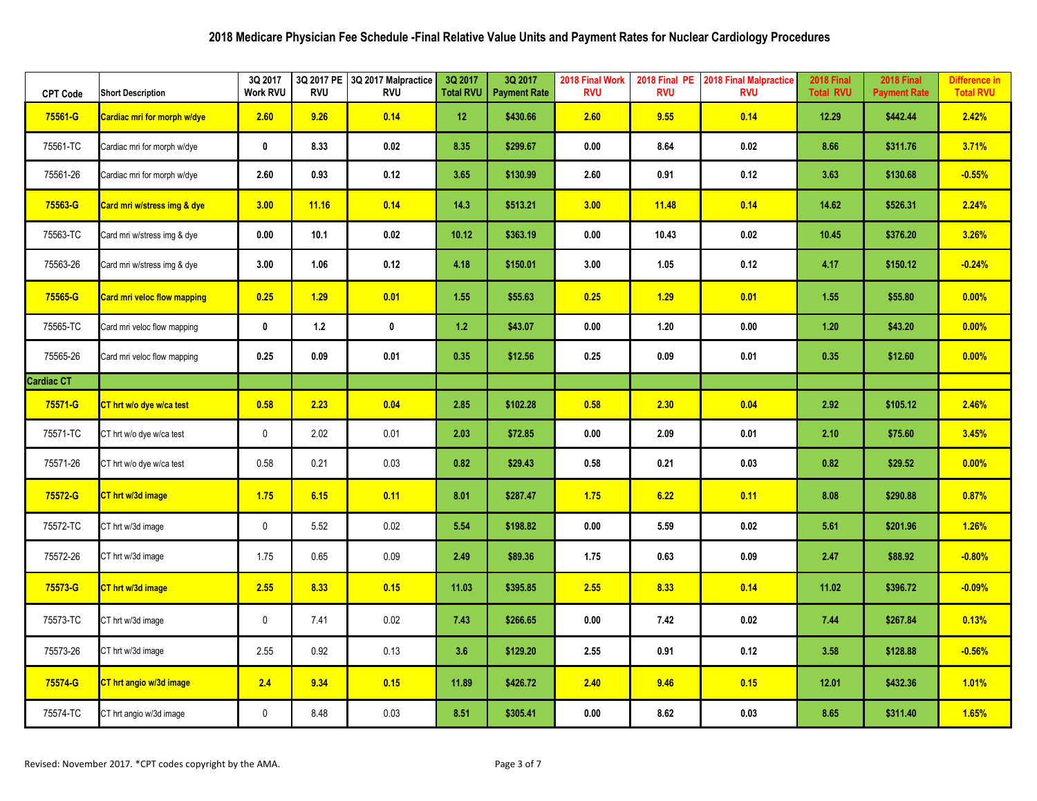# 2018 Medicare Physician Fee Schedule -Final Relative Value Units and Payment Rates for Nuclear Cardiology Procedures

| CPT Code | Short Description | 3Q 2017 Work RVU | 3Q 2017 PE RVU | 3Q 2017 Malpractice RVU | 3Q 2017 Total RVU | 3Q 2017 Payment Rate | 2018 Final Work RVU | 2018 Final PE RVU | 2018 Final Malpractice RVU | 2018 Final Total RVU | 2018 Final Payment Rate | Difference in Total RVU |
|---|---|---|---|---|---|---|---|---|---|---|---|---|
| **75561-G** | **Cardiac mri for morph w/dye** | **2.60** | **9.26** | **0.14** | **12** | **$430.66** | **2.60** | **9.55** | **0.14** | **12.29** | **$442.44** | **2.42%** |
| 75561-TC | Cardiac mri for morph w/dye | 0 | 8.33 | 0.02 | 8.35 | $299.67 | 0.00 | 8.64 | 0.02 | 8.66 | $311.76 | 3.71% |
| 75561-26 | Cardiac mri for morph w/dye | 2.60 | 0.93 | 0.12 | 3.65 | $130.99 | 2.60 | 0.91 | 0.12 | 3.63 | $130.68 | -0.55% |
| **75563-G** | **Card mri w/stress img & dye** | **3.00** | **11.16** | **0.14** | **14.3** | **$513.21** | **3.00** | **11.48** | **0.14** | **14.62** | **$526.31** | **2.24%** |
| 75563-TC | Card mri w/stress img & dye | 0.00 | 10.1 | 0.02 | 10.12 | $363.19 | 0.00 | 10.43 | 0.02 | 10.45 | $376.20 | 3.26% |
| 75563-26 | Card mri w/stress img & dye | 3.00 | 1.06 | 0.12 | 4.18 | $150.01 | 3.00 | 1.05 | 0.12 | 4.17 | $150.12 | -0.24% |
| **75565-G** | **Card mri veloc flow mapping** | **0.25** | **1.29** | **0.01** | **1.55** | **$55.63** | **0.25** | **1.29** | **0.01** | **1.55** | **$55.80** | **0.00%** |
| 75565-TC | Card mri veloc flow mapping | 0 | 1.2 | 0 | 1.2 | $43.07 | 0.00 | 1.20 | 0.00 | 1.20 | $43.20 | 0.00% |
| 75565-26 | Card mri veloc flow mapping | 0.25 | 0.09 | 0.01 | 0.35 | $12.56 | 0.25 | 0.09 | 0.01 | 0.35 | $12.60 | 0.00% |
| **Cardiac CT** | | | | | | | | | | | | |
| **75571-G** | **CT hrt w/o dye w/ca test** | **0.58** | **2.23** | **0.04** | **2.85** | **$102.28** | **0.58** | **2.30** | **0.04** | **2.92** | **$105.12** | **2.46%** |
| 75571-TC | CT hrt w/o dye w/ca test | 0 | 2.02 | 0.01 | 2.03 | $72.85 | 0.00 | 2.09 | 0.01 | 2.10 | $75.60 | 3.45% |
| 75571-26 | CT hrt w/o dye w/ca test | 0.58 | 0.21 | 0.03 | 0.82 | $29.43 | 0.58 | 0.21 | 0.03 | 0.82 | $29.52 | 0.00% |
| **75572-G** | **CT hrt w/3d image** | **1.75** | **6.15** | **0.11** | **8.01** | **$287.47** | **1.75** | **6.22** | **0.11** | **8.08** | **$290.88** | **0.87%** |
| 75572-TC | CT hrt w/3d image | 0 | 5.52 | 0.02 | 5.54 | $198.82 | 0.00 | 5.59 | 0.02 | 5.61 | $201.96 | 1.26% |
| 75572-26 | CT hrt w/3d image | 1.75 | 0.65 | 0.09 | 2.49 | $89.36 | 1.75 | 0.63 | 0.09 | 2.47 | $88.92 | -0.80% |
| **75573-G** | **CT hrt w/3d image** | **2.55** | **8.33** | **0.15** | **11.03** | **$395.85** | **2.55** | **8.33** | **0.14** | **11.02** | **$396.72** | **-0.09%** |
| 75573-TC | CT hrt w/3d image | 0 | 7.41 | 0.02 | 7.43 | $266.65 | 0.00 | 7.42 | 0.02 | 7.44 | $267.84 | 0.13% |
| 75573-26 | CT hrt w/3d image | 2.55 | 0.92 | 0.13 | 3.6 | $129.20 | 2.55 | 0.91 | 0.12 | 3.58 | $128.88 | -0.56% |
| **75574-G** | **CT hrt angio w/3d image** | **2.4** | **9.34** | **0.15** | **11.89** | **$426.72** | **2.40** | **9.46** | **0.15** | **12.01** | **$432.36** | **1.01%** |
| 75574-TC | CT hrt angio w/3d image | 0 | 8.48 | 0.03 | 8.51 | $305.41 | 0.00 | 8.62 | 0.03 | 8.65 | $311.40 | 1.65% |

Revised: November 2017. *CPT codes copyright by the AMA.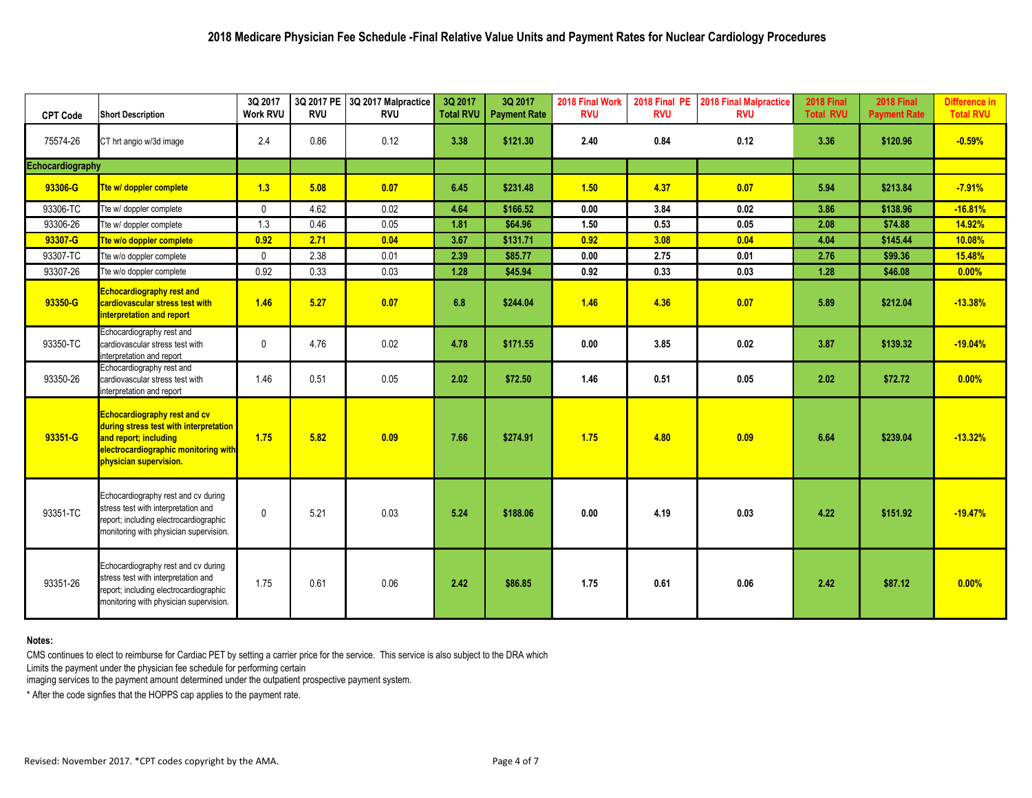## 2018 Medicare Physician Fee Schedule -Final Relative Value Units and Payment Rates for Nuclear Cardiology Procedures

| CPT Code | Short Description | 3Q 2017 Work RVU | 3Q 2017 PE RVU | 3Q 2017 Malpractice RVU | 3Q 2017 Total RVU | 3Q 2017 Payment Rate | 2018 Final Work RVU | 2018 Final PE RVU | 2018 Final Malpractice RVU | 2018 Final Total RVU | 2018 Final Payment Rate | Difference in Total RVU |
|---|---|---|---|---|---|---|---|---|---|---|---|---|
| 75574-26 | CT hrt angio w/3d image | 2.4 | 0.86 | 0.12 | 3.38 | $121.30 | 2.40 | 0.84 | 0.12 | 3.36 | $120.96 | -0.59% |
| **Echocardiography** | | | | | | | | | | | | |
| **93306-G** | **Tte w/ doppler complete** | **1.3** | **5.08** | **0.07** | **6.45** | **$231.48** | **1.50** | **4.37** | **0.07** | **5.94** | **$213.84** | **-7.91%** |
| 93306-TC | Tte w/ doppler complete | 0 | 4.62 | 0.02 | 4.64 | $166.52 | 0.00 | 3.84 | 0.02 | 3.86 | $138.96 | -16.81% |
| 93306-26 | Tte w/ doppler complete | 1.3 | 0.46 | 0.05 | 1.81 | $64.96 | 1.50 | 0.53 | 0.05 | 2.08 | $74.88 | 14.92% |
| **93307-G** | **Tte w/o doppler complete** | **0.92** | **2.71** | **0.04** | **3.67** | **$131.71** | **0.92** | **3.08** | **0.04** | **4.04** | **$145.44** | **10.08%** |
| 93307-TC | Tte w/o doppler complete | 0 | 2.38 | 0.01 | 2.39 | $85.77 | 0.00 | 2.75 | 0.01 | 2.76 | $99.36 | 15.48% |
| 93307-26 | Tte w/o doppler complete | 0.92 | 0.33 | 0.03 | 1.28 | $45.94 | 0.92 | 0.33 | 0.03 | 1.28 | $46.08 | 0.00% |
| **93350-G** | **Echocardiography rest and cardiovascular stress test with interpretation and report** | **1.46** | **5.27** | **0.07** | **6.8** | **$244.04** | **1.46** | **4.36** | **0.07** | **5.89** | **$212.04** | **-13.38%** |
| 93350-TC | Echocardiography rest and cardiovascular stress test with interpretation and report | 0 | 4.76 | 0.02 | 4.78 | $171.55 | 0.00 | 3.85 | 0.02 | 3.87 | $139.32 | -19.04% |
| 93350-26 | Echocardiography rest and cardiovascular stress test with interpretation and report | 1.46 | 0.51 | 0.05 | 2.02 | $72.50 | 1.46 | 0.51 | 0.05 | 2.02 | $72.72 | 0.00% |
| **93351-G** | **Echocardiography rest and cv during stress test with interpretation and report; including electrocardiographic monitoring with physician supervision.** | **1.75** | **5.82** | **0.09** | **7.66** | **$274.91** | **1.75** | **4.80** | **0.09** | **6.64** | **$239.04** | **-13.32%** |
| 93351-TC | Echocardiography rest and cv during stress test with interpretation and report; including electrocardiographic monitoring with physician supervision. | 0 | 5.21 | 0.03 | 5.24 | $188.06 | 0.00 | 4.19 | 0.03 | 4.22 | $151.92 | -19.47% |
| 93351-26 | Echocardiography rest and cv during stress test with interpretation and report; including electrocardiographic monitoring with physician supervision. | 1.75 | 0.61 | 0.06 | 2.42 | $86.85 | 1.75 | 0.61 | 0.06 | 2.42 | $87.12 | 0.00% |

**Notes:**

CMS continues to elect to reimburse for Cardiac PET by setting a carrier price for the service. This service is also subject to the DRA which Limits the payment under the physician fee schedule for performing certain imaging services to the payment amount determined under the outpatient prospective payment system.

* After the code signfies that the HOPPS cap applies to the payment rate.

Revised: November 2017. *CPT codes copyright by the AMA.